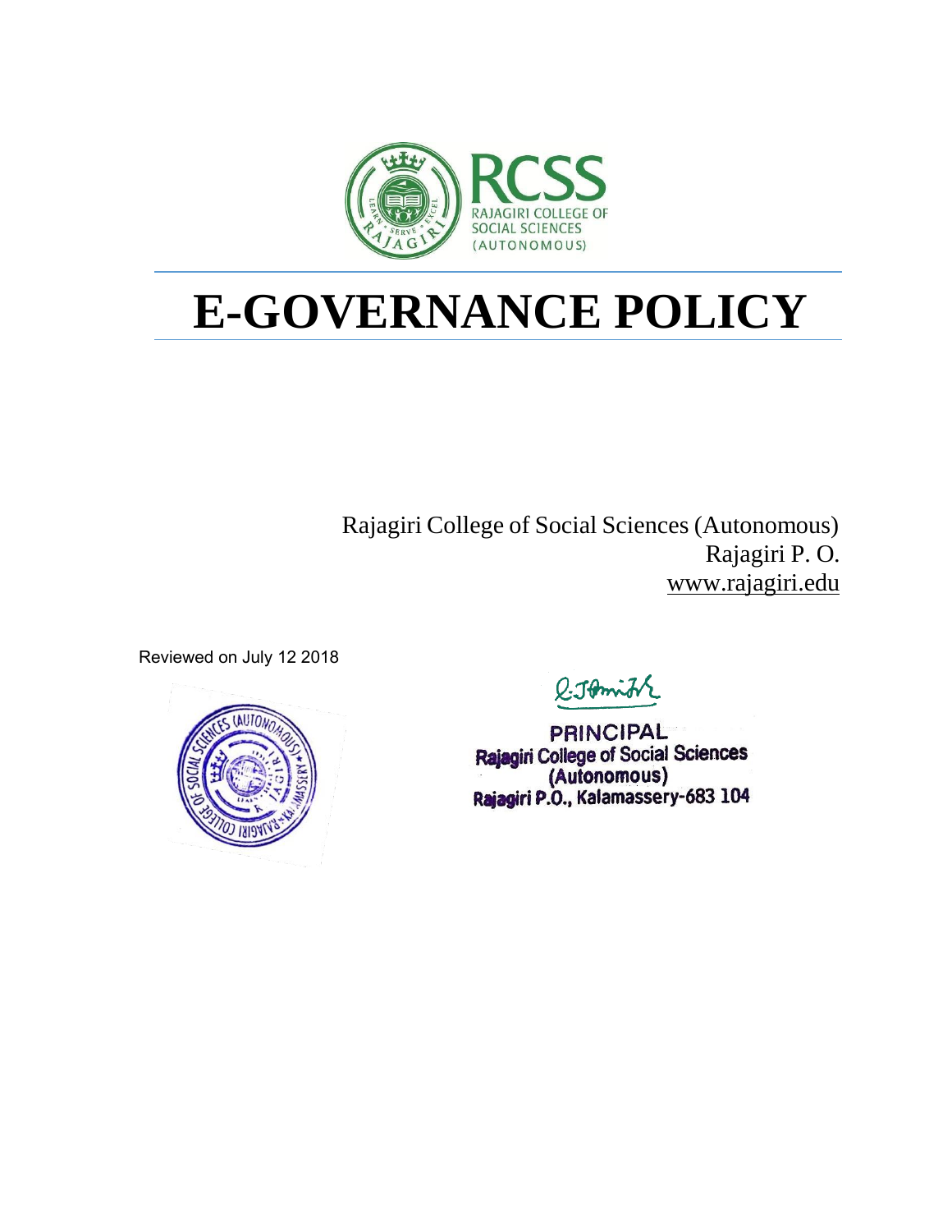RCSS
RAJAGIRI COLLEGE OF SOCIAL SCIENCES (AUTONOMOUS)

# E-GOVERNANCE POLICY

Rajagiri College of Social Sciences (Autonomous)
Rajagiri P. O.
www.rajagiri.edu

Reviewed on July 12 2018

PRINCIPAL
Rajagiri College of Social Sciences
(Autonomous)
Rajagiri P.O., Kalamassery-683 104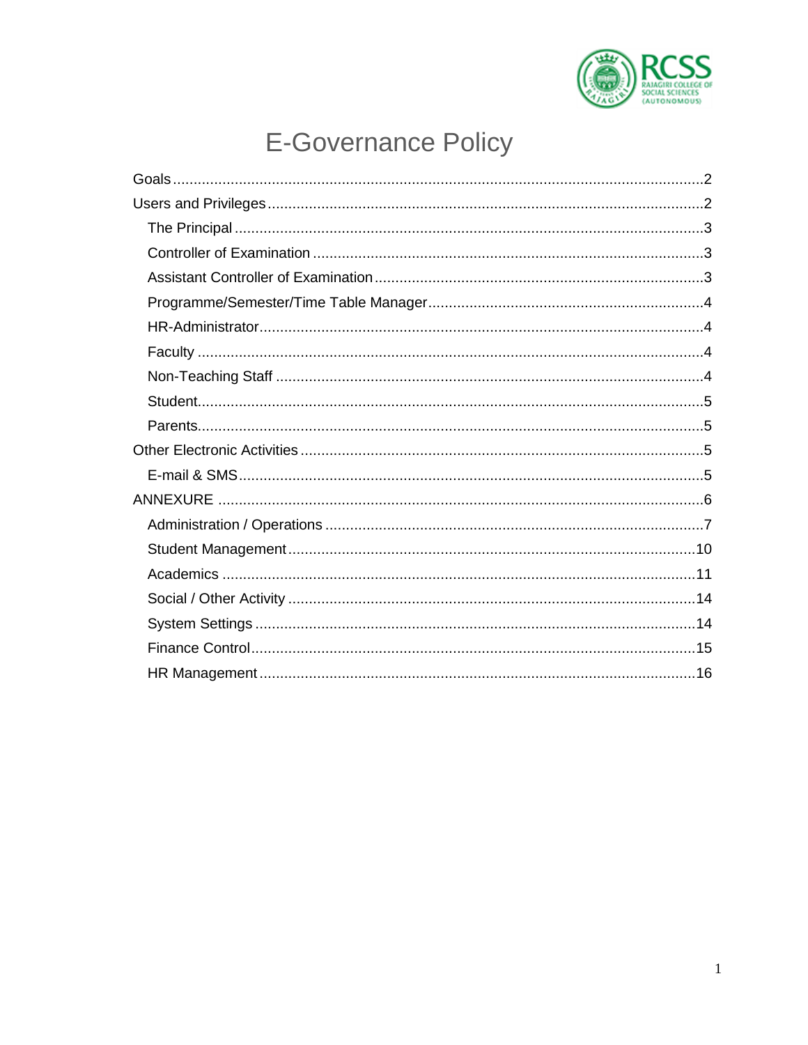# E-Governance Policy

- Goals ........................................................ 2
- Users and Privileges ........................................................ 2
  - The Principal ........................................................ 3
  - Controller of Examination ........................................................ 3
  - Assistant Controller of Examination ........................................................ 3
  - Programme/Semester/Time Table Manager ........................................................ 4
  - HR-Administrator ........................................................ 4
  - Faculty ........................................................ 4
  - Non-Teaching Staff ........................................................ 4
  - Student ........................................................ 5
  - Parents ........................................................ 5
- Other Electronic Activities ........................................................ 5
  - E-mail & SMS ........................................................ 5
- ANNEXURE ........................................................ 6
  - Administration / Operations ........................................................ 7
  - Student Management ........................................................ 10
  - Academics ........................................................ 11
  - Social / Other Activity ........................................................ 14
  - System Settings ........................................................ 14
  - Finance Control ........................................................ 15
  - HR Management ........................................................ 16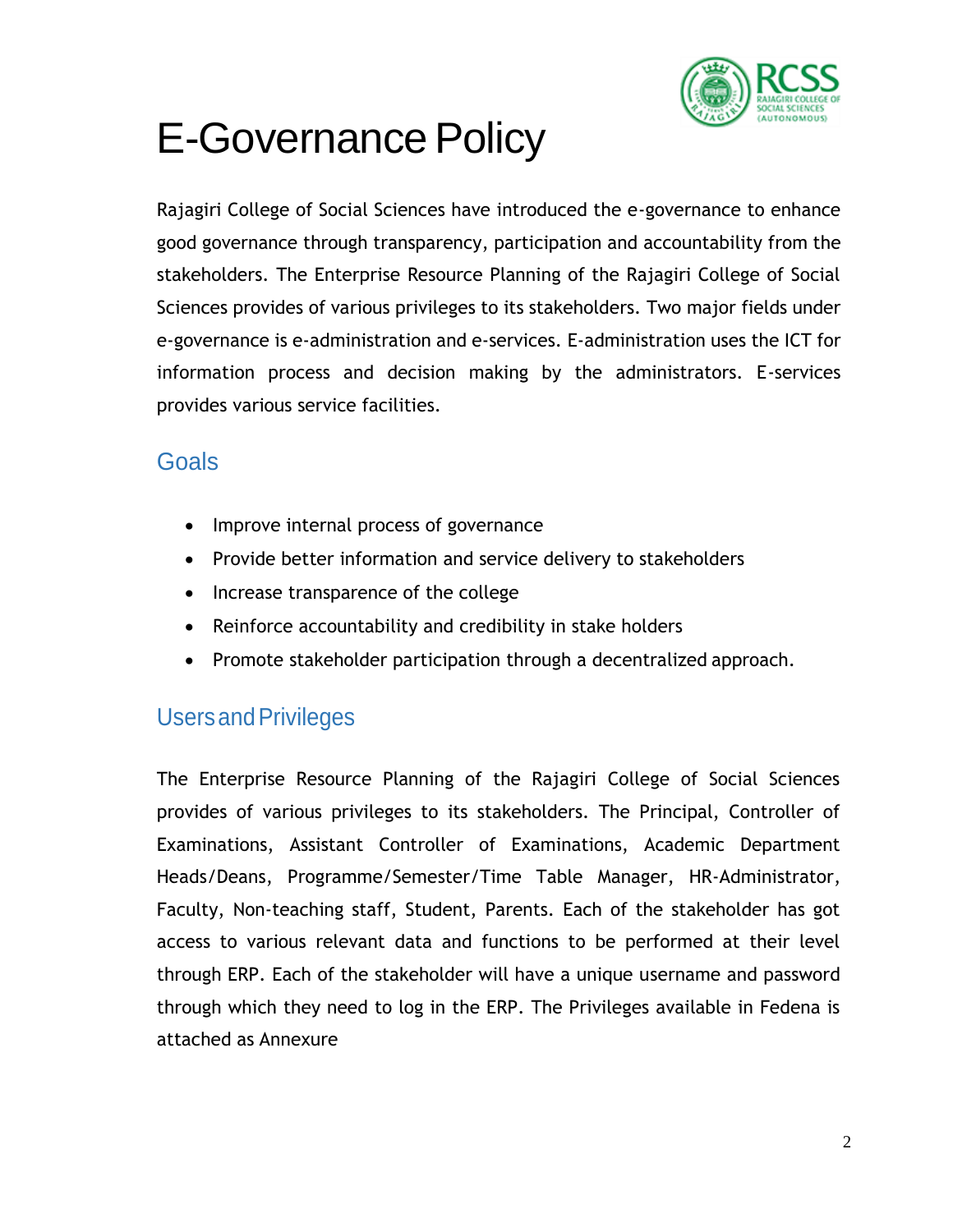# E-Governance Policy

Rajagiri College of Social Sciences have introduced the e-governance to enhance good governance through transparency, participation and accountability from the stakeholders. The Enterprise Resource Planning of the Rajagiri College of Social Sciences provides of various privileges to its stakeholders. Two major fields under e-governance is e-administration and e-services. E-administration uses the ICT for information process and decision making by the administrators. E-services provides various service facilities.

## Goals

- Improve internal process of governance
- Provide better information and service delivery to stakeholders
- Increase transparence of the college
- Reinforce accountability and credibility in stake holders
- Promote stakeholder participation through a decentralized approach.

## Users and Privileges

The Enterprise Resource Planning of the Rajagiri College of Social Sciences provides of various privileges to its stakeholders. The Principal, Controller of Examinations, Assistant Controller of Examinations, Academic Department Heads/Deans, Programme/Semester/Time Table Manager, HR-Administrator, Faculty, Non-teaching staff, Student, Parents. Each of the stakeholder has got access to various relevant data and functions to be performed at their level through ERP. Each of the stakeholder will have a unique username and password through which they need to log in the ERP. The Privileges available in Fedena is attached as Annexure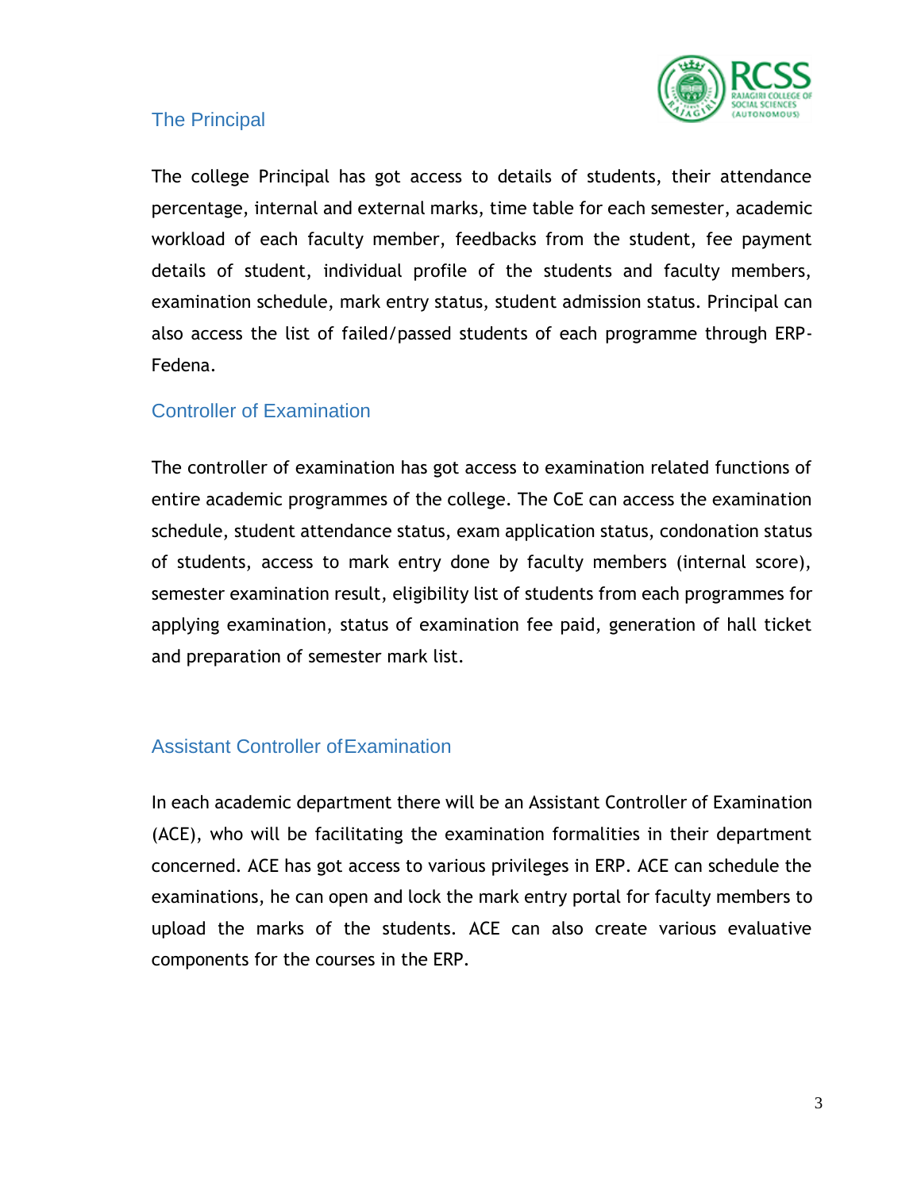## The Principal

The college Principal has got access to details of students, their attendance percentage, internal and external marks, time table for each semester, academic workload of each faculty member, feedbacks from the student, fee payment details of student, individual profile of the students and faculty members, examination schedule, mark entry status, student admission status. Principal can also access the list of failed/passed students of each programme through ERP-Fedena.

## Controller of Examination

The controller of examination has got access to examination related functions of entire academic programmes of the college. The CoE can access the examination schedule, student attendance status, exam application status, condonation status of students, access to mark entry done by faculty members (internal score), semester examination result, eligibility list of students from each programmes for applying examination, status of examination fee paid, generation of hall ticket and preparation of semester mark list.

## Assistant Controller of Examination

In each academic department there will be an Assistant Controller of Examination (ACE), who will be facilitating the examination formalities in their department concerned. ACE has got access to various privileges in ERP. ACE can schedule the examinations, he can open and lock the mark entry portal for faculty members to upload the marks of the students. ACE can also create various evaluative components for the courses in the ERP.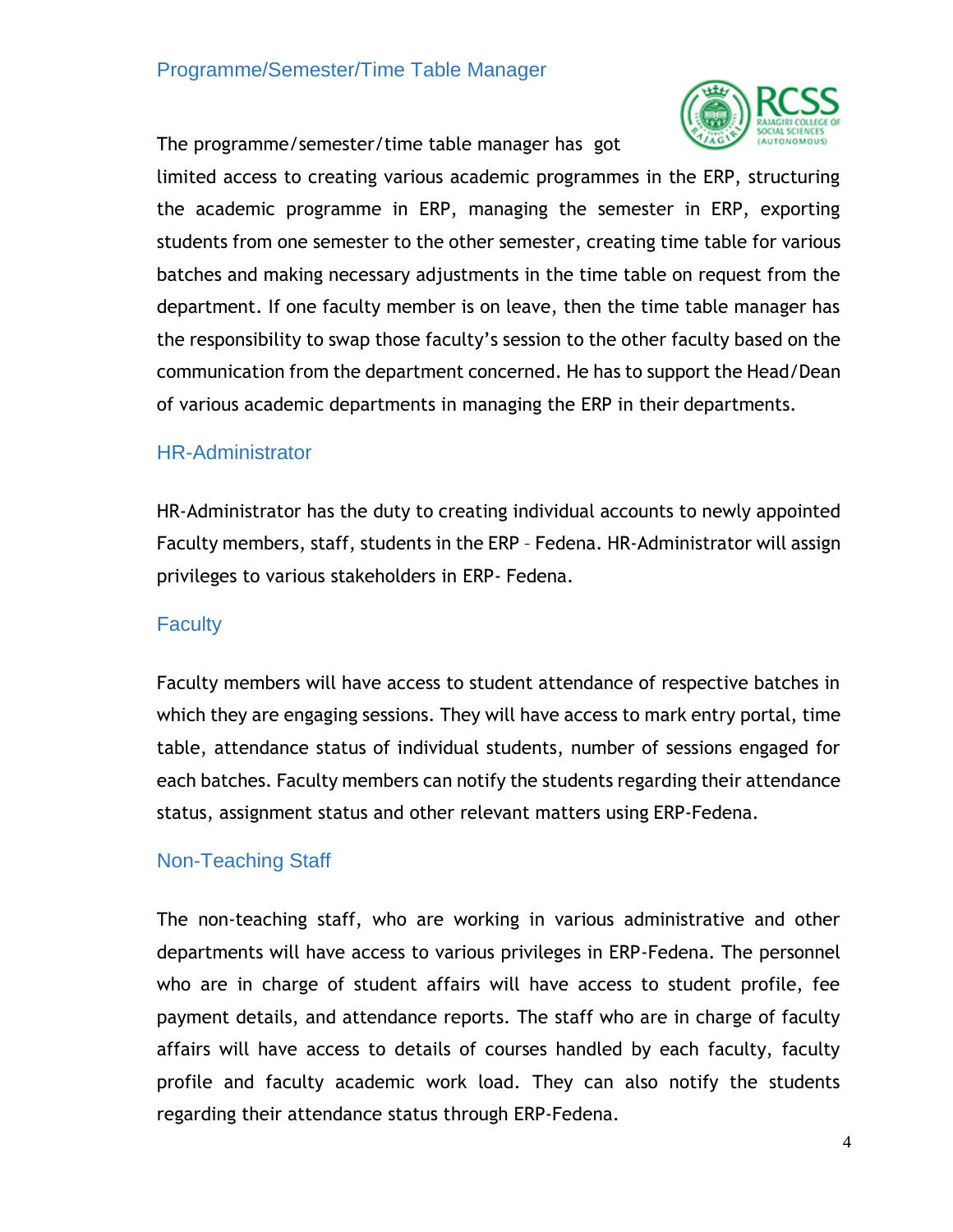## Programme/Semester/Time Table Manager

The programme/semester/time table manager has got limited access to creating various academic programmes in the ERP, structuring the academic programme in ERP, managing the semester in ERP, exporting students from one semester to the other semester, creating time table for various batches and making necessary adjustments in the time table on request from the department. If one faculty member is on leave, then the time table manager has the responsibility to swap those faculty's session to the other faculty based on the communication from the department concerned. He has to support the Head/Dean of various academic departments in managing the ERP in their departments.

## HR-Administrator

HR-Administrator has the duty to creating individual accounts to newly appointed Faculty members, staff, students in the ERP – Fedena. HR-Administrator will assign privileges to various stakeholders in ERP- Fedena.

## Faculty

Faculty members will have access to student attendance of respective batches in which they are engaging sessions. They will have access to mark entry portal, time table, attendance status of individual students, number of sessions engaged for each batches. Faculty members can notify the students regarding their attendance status, assignment status and other relevant matters using ERP-Fedena.

## Non-Teaching Staff

The non-teaching staff, who are working in various administrative and other departments will have access to various privileges in ERP-Fedena. The personnel who are in charge of student affairs will have access to student profile, fee payment details, and attendance reports. The staff who are in charge of faculty affairs will have access to details of courses handled by each faculty, faculty profile and faculty academic work load. They can also notify the students regarding their attendance status through ERP-Fedena.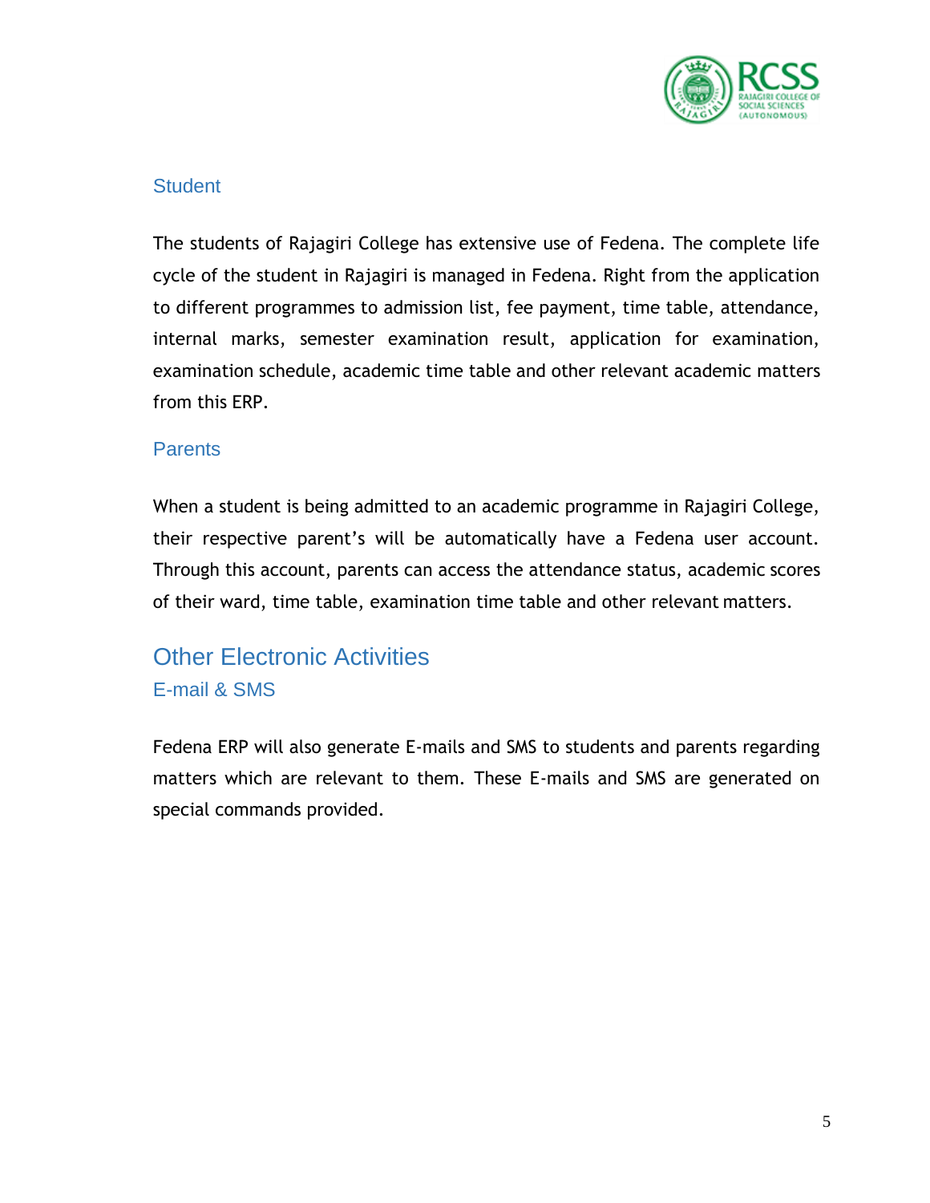### Student

The students of Rajagiri College has extensive use of Fedena. The complete life cycle of the student in Rajagiri is managed in Fedena. Right from the application to different programmes to admission list, fee payment, time table, attendance, internal marks, semester examination result, application for examination, examination schedule, academic time table and other relevant academic matters from this ERP.

### Parents

When a student is being admitted to an academic programme in Rajagiri College, their respective parent's will be automatically have a Fedena user account. Through this account, parents can access the attendance status, academic scores of their ward, time table, examination time table and other relevant matters.

## Other Electronic Activities

### E-mail & SMS

Fedena ERP will also generate E-mails and SMS to students and parents regarding matters which are relevant to them. These E-mails and SMS are generated on special commands provided.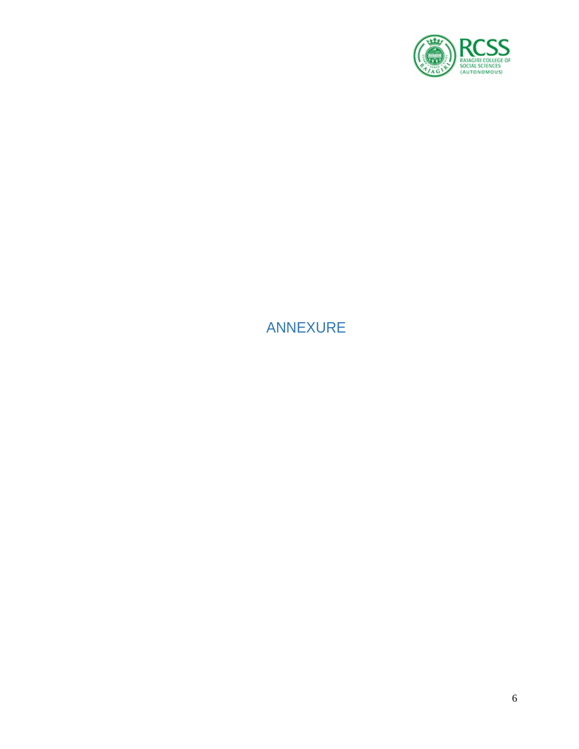# ANNEXURE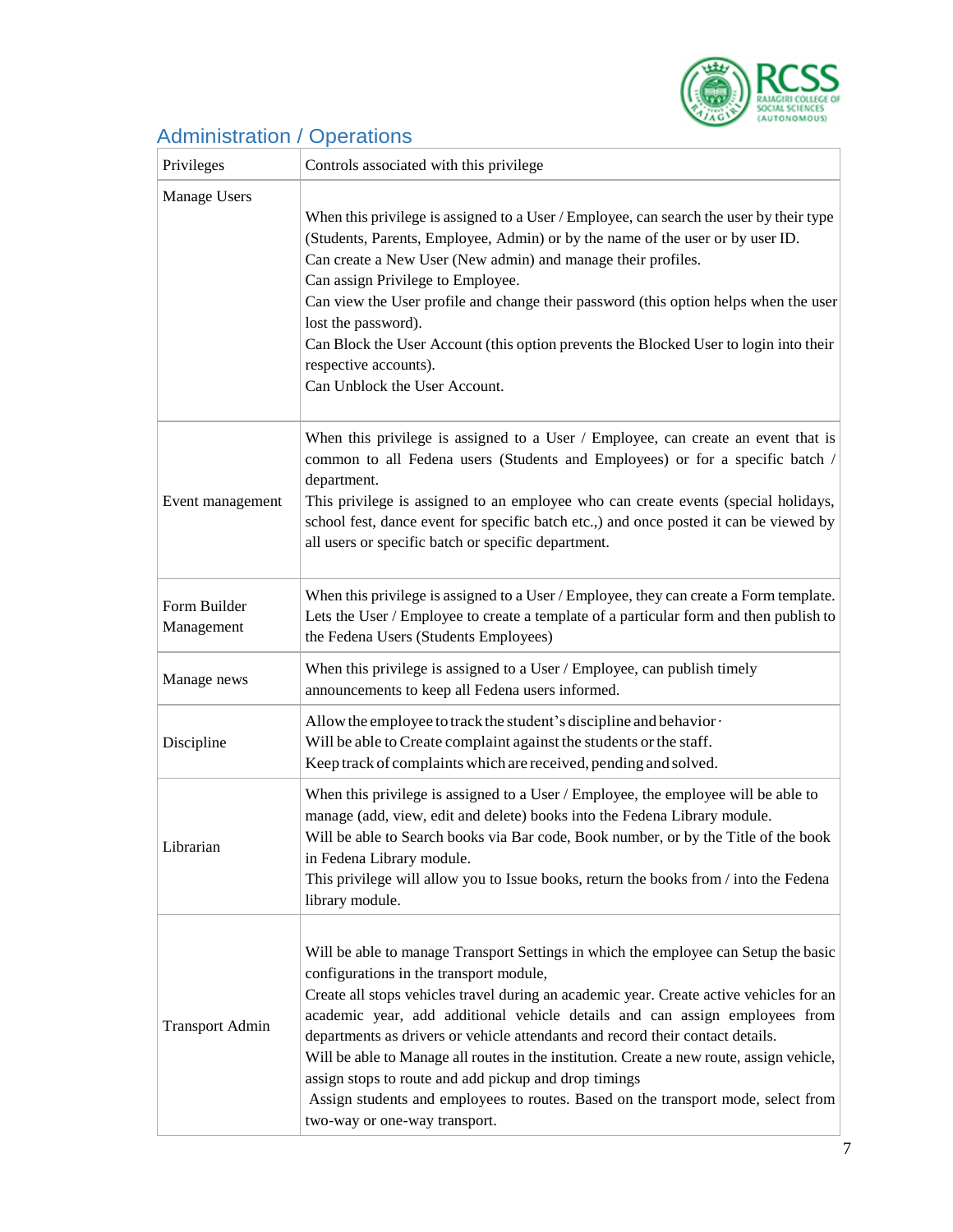## Administration / Operations

| Privileges | Controls associated with this privilege |
|---|---|
| Manage Users | When this privilege is assigned to a User / Employee, can search the user by their type (Students, Parents, Employee, Admin) or by the name of the user or by user ID.<br>Can create a New User (New admin) and manage their profiles.<br>Can assign Privilege to Employee.<br>Can view the User profile and change their password (this option helps when the user lost the password).<br>Can Block the User Account (this option prevents the Blocked User to login into their respective accounts).<br>Can Unblock the User Account. |
| Event management | When this privilege is assigned to a User / Employee, can create an event that is common to all Fedena users (Students and Employees) or for a specific batch / department.<br>This privilege is assigned to an employee who can create events (special holidays, school fest, dance event for specific batch etc.,) and once posted it can be viewed by all users or specific batch or specific department. |
| Form Builder Management | When this privilege is assigned to a User / Employee, they can create a Form template. Lets the User / Employee to create a template of a particular form and then publish to the Fedena Users (Students Employees) |
| Manage news | When this privilege is assigned to a User / Employee, can publish timely announcements to keep all Fedena users informed. |
| Discipline | Allow the employee to track the student's discipline and behavior·<br>Will be able to Create complaint against the students or the staff.<br>Keep track of complaints which are received, pending and solved. |
| Librarian | When this privilege is assigned to a User / Employee, the employee will be able to manage (add, view, edit and delete) books into the Fedena Library module.<br>Will be able to Search books via Bar code, Book number, or by the Title of the book in Fedena Library module.<br>This privilege will allow you to Issue books, return the books from / into the Fedena library module. |
| Transport Admin | Will be able to manage Transport Settings in which the employee can Setup the basic configurations in the transport module,<br>Create all stops vehicles travel during an academic year. Create active vehicles for an academic year, add additional vehicle details and can assign employees from departments as drivers or vehicle attendants and record their contact details.<br>Will be able to Manage all routes in the institution. Create a new route, assign vehicle, assign stops to route and add pickup and drop timings<br>Assign students and employees to routes. Based on the transport mode, select from two-way or one-way transport. |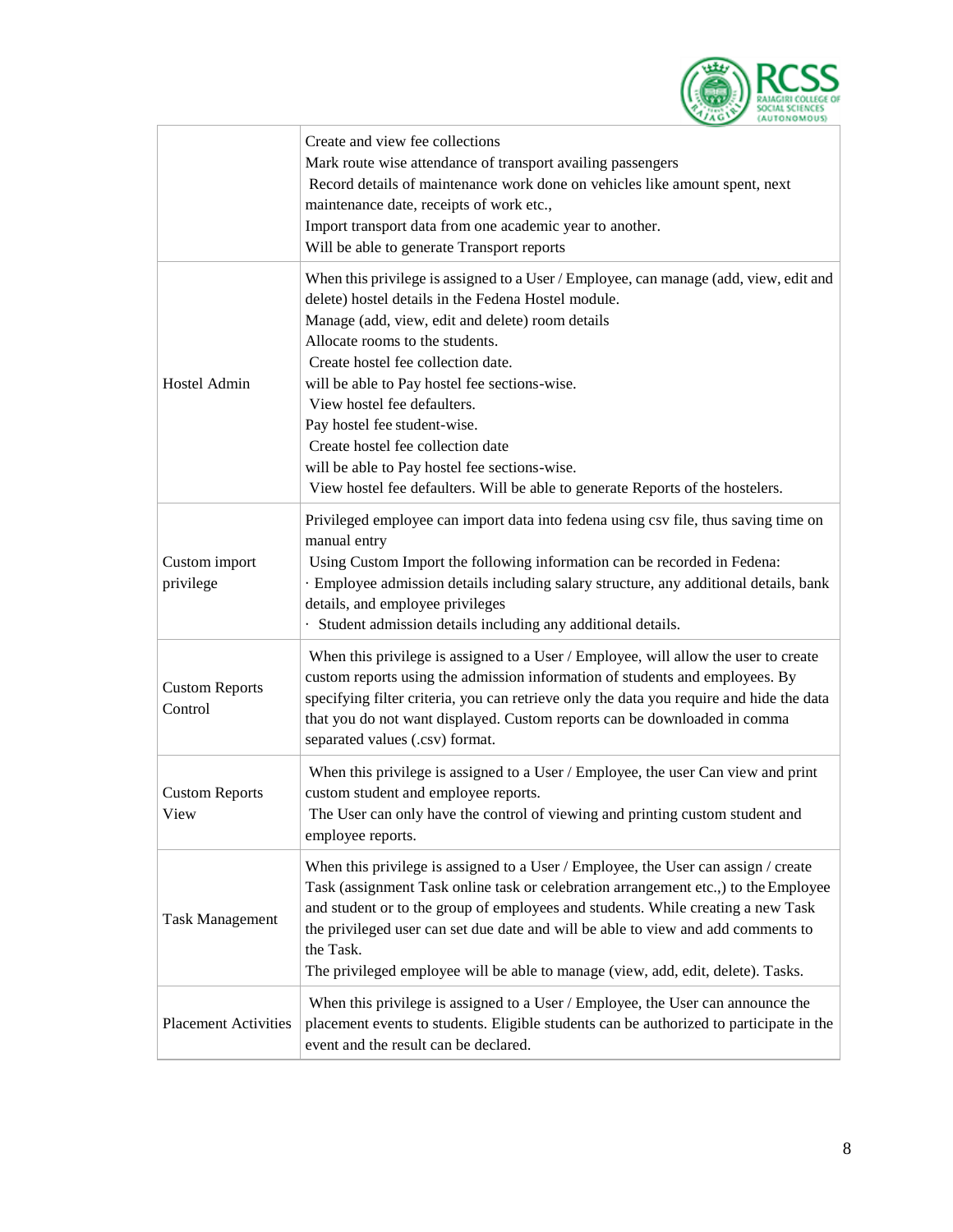| | |
|---|---|
| | Create and view fee collections<br>Mark route wise attendance of transport availing passengers<br>Record details of maintenance work done on vehicles like amount spent, next maintenance date, receipts of work etc.,<br>Import transport data from one academic year to another.<br>Will be able to generate Transport reports |
| Hostel Admin | When this privilege is assigned to a User / Employee, can manage (add, view, edit and delete) hostel details in the Fedena Hostel module.<br>Manage (add, view, edit and delete) room details<br>Allocate rooms to the students.<br>Create hostel fee collection date.<br>will be able to Pay hostel fee sections-wise.<br>View hostel fee defaulters.<br>Pay hostel fee student-wise.<br>Create hostel fee collection date<br>will be able to Pay hostel fee sections-wise.<br>View hostel fee defaulters. Will be able to generate Reports of the hostelers. |
| Custom import privilege | Privileged employee can import data into fedena using csv file, thus saving time on manual entry<br>Using Custom Import the following information can be recorded in Fedena:<br>· Employee admission details including salary structure, any additional details, bank details, and employee privileges<br>· Student admission details including any additional details. |
| Custom Reports Control | When this privilege is assigned to a User / Employee, will allow the user to create custom reports using the admission information of students and employees. By specifying filter criteria, you can retrieve only the data you require and hide the data that you do not want displayed. Custom reports can be downloaded in comma separated values (.csv) format. |
| Custom Reports View | When this privilege is assigned to a User / Employee, the user Can view and print custom student and employee reports.<br>The User can only have the control of viewing and printing custom student and employee reports. |
| Task Management | When this privilege is assigned to a User / Employee, the User can assign / create Task (assignment Task online task or celebration arrangement etc.,) to the Employee and student or to the group of employees and students. While creating a new Task the privileged user can set due date and will be able to view and add comments to the Task.<br>The privileged employee will be able to manage (view, add, edit, delete). Tasks. |
| Placement Activities | When this privilege is assigned to a User / Employee, the User can announce the placement events to students. Eligible students can be authorized to participate in the event and the result can be declared. |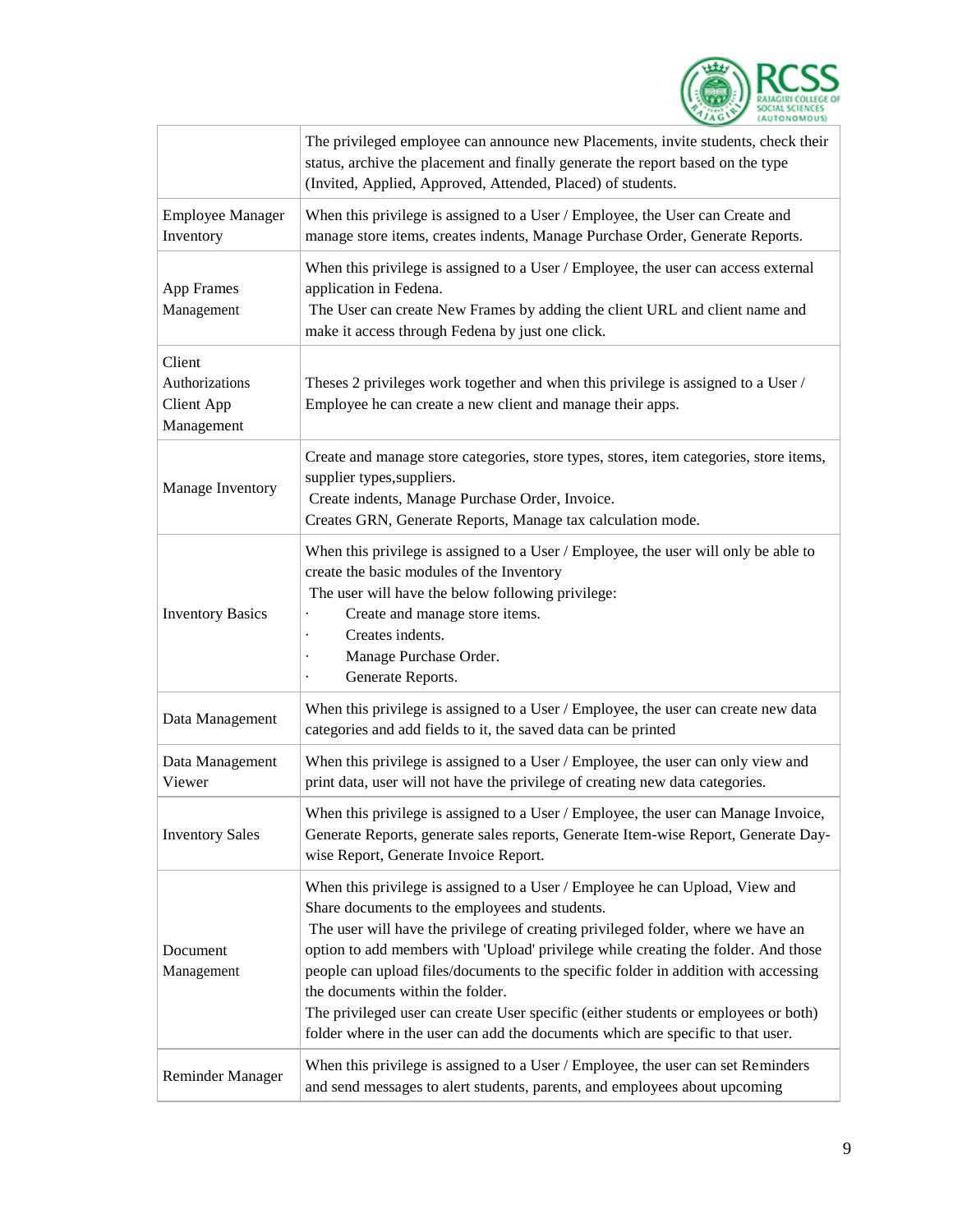| | |
|---|---|
| | The privileged employee can announce new Placements, invite students, check their status, archive the placement and finally generate the report based on the type (Invited, Applied, Approved, Attended, Placed) of students. |
| Employee Manager Inventory | When this privilege is assigned to a User / Employee, the User can Create and manage store items, creates indents, Manage Purchase Order, Generate Reports. |
| App Frames Management | When this privilege is assigned to a User / Employee, the user can access external application in Fedena.<br>The User can create New Frames by adding the client URL and client name and make it access through Fedena by just one click. |
| Client Authorizations<br>Client App Management | Theses 2 privileges work together and when this privilege is assigned to a User / Employee he can create a new client and manage their apps. |
| Manage Inventory | Create and manage store categories, store types, stores, item categories, store items, supplier types,suppliers.<br>Create indents, Manage Purchase Order, Invoice.<br>Creates GRN, Generate Reports, Manage tax calculation mode. |
| Inventory Basics | When this privilege is assigned to a User / Employee, the user will only be able to create the basic modules of the Inventory<br>The user will have the below following privilege:<br>· Create and manage store items.<br>· Creates indents.<br>· Manage Purchase Order.<br>· Generate Reports. |
| Data Management | When this privilege is assigned to a User / Employee, the user can create new data categories and add fields to it, the saved data can be printed |
| Data Management Viewer | When this privilege is assigned to a User / Employee, the user can only view and print data, user will not have the privilege of creating new data categories. |
| Inventory Sales | When this privilege is assigned to a User / Employee, the user can Manage Invoice, Generate Reports, generate sales reports, Generate Item-wise Report, Generate Day-wise Report, Generate Invoice Report. |
| Document Management | When this privilege is assigned to a User / Employee he can Upload, View and Share documents to the employees and students.<br>The user will have the privilege of creating privileged folder, where we have an option to add members with 'Upload' privilege while creating the folder. And those people can upload files/documents to the specific folder in addition with accessing the documents within the folder.<br>The privileged user can create User specific (either students or employees or both) folder where in the user can add the documents which are specific to that user. |
| Reminder Manager | When this privilege is assigned to a User / Employee, the user can set Reminders and send messages to alert students, parents, and employees about upcoming |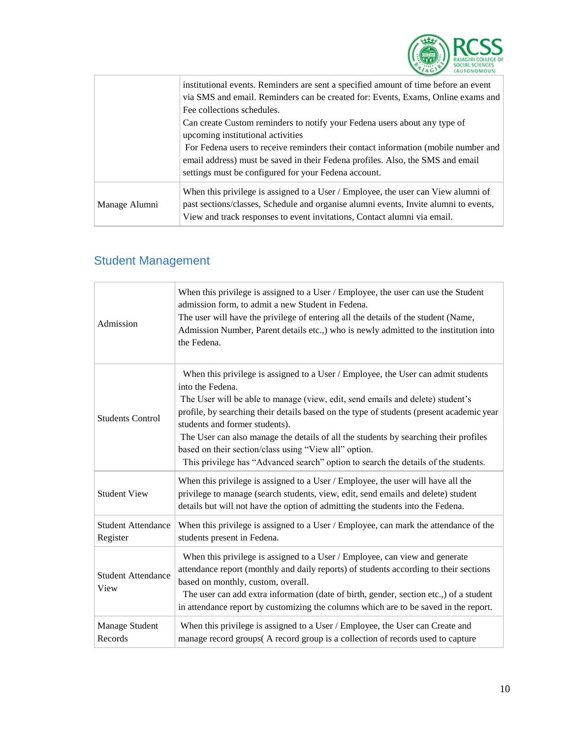| | |
|---|---|
| | institutional events. Reminders are sent a specified amount of time before an event via SMS and email. Reminders can be created for: Events, Exams, Online exams and Fee collections schedules.<br>Can create Custom reminders to notify your Fedena users about any type of upcoming institutional activities<br>For Fedena users to receive reminders their contact information (mobile number and email address) must be saved in their Fedena profiles. Also, the SMS and email settings must be configured for your Fedena account. |
| Manage Alumni | When this privilege is assigned to a User / Employee, the user can View alumni of past sections/classes, Schedule and organise alumni events, Invite alumni to events, View and track responses to event invitations, Contact alumni via email. |

## Student Management

| | |
|---|---|
| Admission | When this privilege is assigned to a User / Employee, the user can use the Student admission form, to admit a new Student in Fedena.<br>The user will have the privilege of entering all the details of the student (Name, Admission Number, Parent details etc.,) who is newly admitted to the institution into the Fedena. |
| Students Control | When this privilege is assigned to a User / Employee, the User can admit students into the Fedena.<br>The User will be able to manage (view, edit, send emails and delete) student's profile, by searching their details based on the type of students (present academic year students and former students).<br>The User can also manage the details of all the students by searching their profiles based on their section/class using "View all" option.<br>This privilege has "Advanced search" option to search the details of the students. |
| Student View | When this privilege is assigned to a User / Employee, the user will have all the privilege to manage (search students, view, edit, send emails and delete) student details but will not have the option of admitting the students into the Fedena. |
| Student Attendance Register | When this privilege is assigned to a User / Employee, can mark the attendance of the students present in Fedena. |
| Student Attendance View | When this privilege is assigned to a User / Employee, can view and generate attendance report (monthly and daily reports) of students according to their sections based on monthly, custom, overall.<br>The user can add extra information (date of birth, gender, section etc.,) of a student in attendance report by customizing the columns which are to be saved in the report. |
| Manage Student Records | When this privilege is assigned to a User / Employee, the User can Create and manage record groups( A record group is a collection of records used to capture |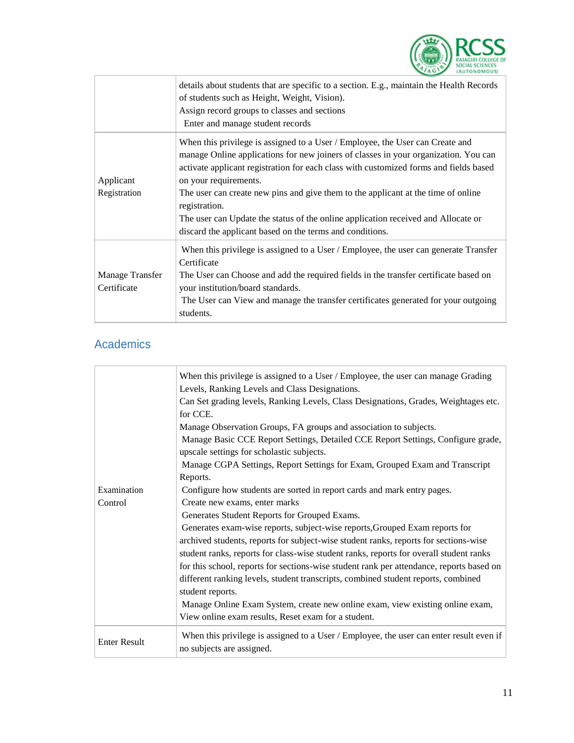| | |
|---|---|
| | details about students that are specific to a section. E.g., maintain the Health Records of students such as Height, Weight, Vision).<br>Assign record groups to classes and sections<br>Enter and manage student records |
| Applicant Registration | When this privilege is assigned to a User / Employee, the User can Create and manage Online applications for new joiners of classes in your organization. You can activate applicant registration for each class with customized forms and fields based on your requirements.<br>The user can create new pins and give them to the applicant at the time of online registration.<br>The user can Update the status of the online application received and Allocate or discard the applicant based on the terms and conditions. |
| Manage Transfer Certificate | When this privilege is assigned to a User / Employee, the user can generate Transfer Certificate<br>The User can Choose and add the required fields in the transfer certificate based on your institution/board standards.<br>The User can View and manage the transfer certificates generated for your outgoing students. |

## Academics

| | |
|---|---|
| Examination Control | When this privilege is assigned to a User / Employee, the user can manage Grading Levels, Ranking Levels and Class Designations.<br>Can Set grading levels, Ranking Levels, Class Designations, Grades, Weightages etc. for CCE.<br>Manage Observation Groups, FA groups and association to subjects.<br>Manage Basic CCE Report Settings, Detailed CCE Report Settings, Configure grade, upscale settings for scholastic subjects.<br>Manage CGPA Settings, Report Settings for Exam, Grouped Exam and Transcript Reports.<br>Configure how students are sorted in report cards and mark entry pages.<br>Create new exams, enter marks<br>Generates Student Reports for Grouped Exams.<br>Generates exam-wise reports, subject-wise reports,Grouped Exam reports for archived students, reports for subject-wise student ranks, reports for sections-wise student ranks, reports for class-wise student ranks, reports for overall student ranks for this school, reports for sections-wise student rank per attendance, reports based on different ranking levels, student transcripts, combined student reports, combined student reports.<br>Manage Online Exam System, create new online exam, view existing online exam, View online exam results, Reset exam for a student. |
| Enter Result | When this privilege is assigned to a User / Employee, the user can enter result even if no subjects are assigned. |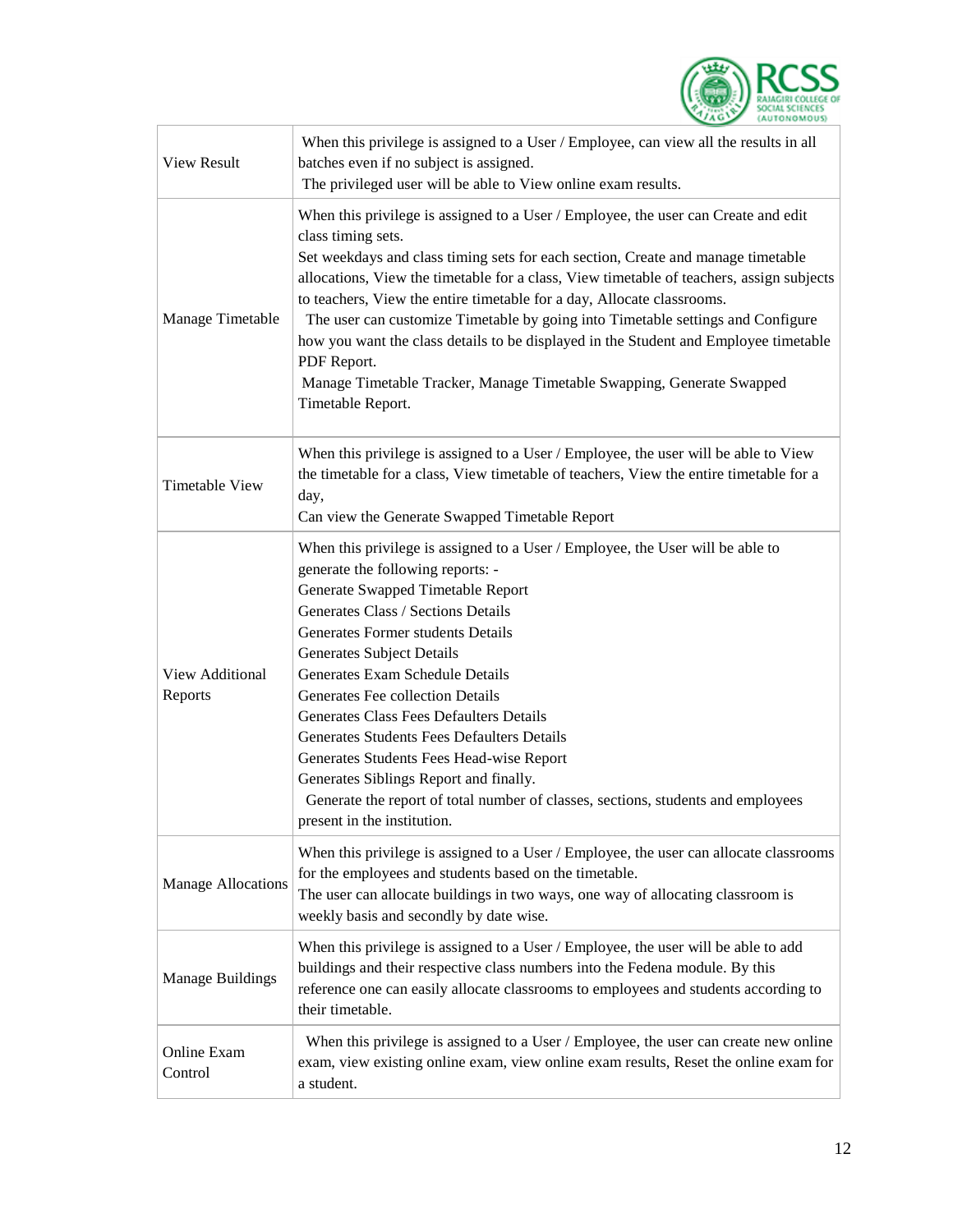| View Result | When this privilege is assigned to a User / Employee, can view all the results in all batches even if no subject is assigned.<br>The privileged user will be able to View online exam results. |
|---|---|
| Manage Timetable | When this privilege is assigned to a User / Employee, the user can Create and edit class timing sets.<br>Set weekdays and class timing sets for each section, Create and manage timetable allocations, View the timetable for a class, View timetable of teachers, assign subjects to teachers, View the entire timetable for a day, Allocate classrooms.<br>The user can customize Timetable by going into Timetable settings and Configure how you want the class details to be displayed in the Student and Employee timetable PDF Report.<br>Manage Timetable Tracker, Manage Timetable Swapping, Generate Swapped Timetable Report. |
| Timetable View | When this privilege is assigned to a User / Employee, the user will be able to View the timetable for a class, View timetable of teachers, View the entire timetable for a day,<br>Can view the Generate Swapped Timetable Report |
| View Additional Reports | When this privilege is assigned to a User / Employee, the User will be able to generate the following reports: -<br>Generate Swapped Timetable Report<br>Generates Class / Sections Details<br>Generates Former students Details<br>Generates Subject Details<br>Generates Exam Schedule Details<br>Generates Fee collection Details<br>Generates Class Fees Defaulters Details<br>Generates Students Fees Defaulters Details<br>Generates Students Fees Head-wise Report<br>Generates Siblings Report and finally.<br>Generate the report of total number of classes, sections, students and employees present in the institution. |
| Manage Allocations | When this privilege is assigned to a User / Employee, the user can allocate classrooms for the employees and students based on the timetable.<br>The user can allocate buildings in two ways, one way of allocating classroom is weekly basis and secondly by date wise. |
| Manage Buildings | When this privilege is assigned to a User / Employee, the user will be able to add buildings and their respective class numbers into the Fedena module. By this reference one can easily allocate classrooms to employees and students according to their timetable. |
| Online Exam Control | When this privilege is assigned to a User / Employee, the user can create new online exam, view existing online exam, view online exam results, Reset the online exam for a student. |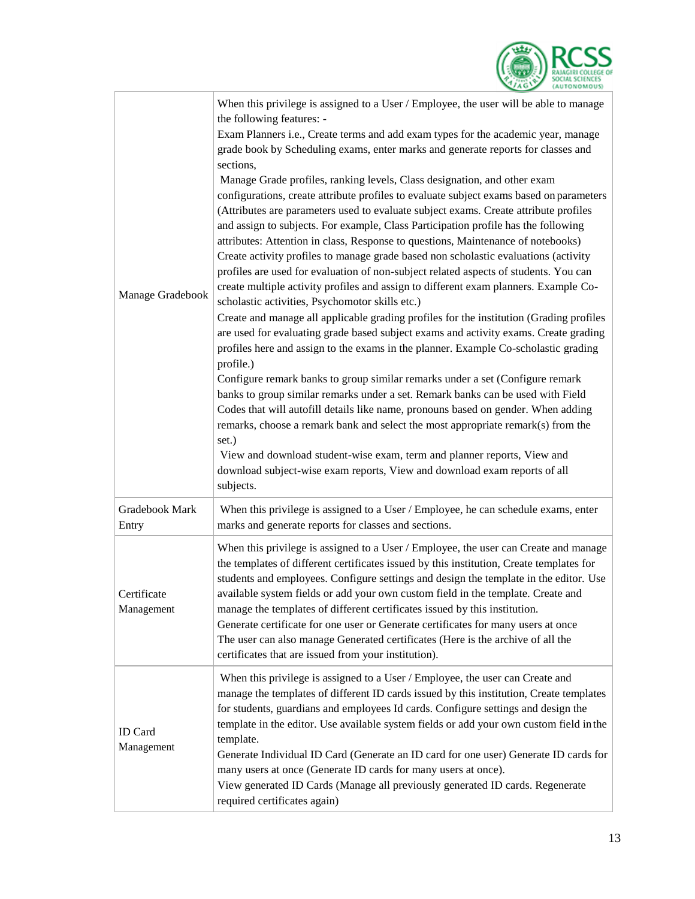| | |
|---|---|
| Manage Gradebook | When this privilege is assigned to a User / Employee, the user will be able to manage the following features: -<br>Exam Planners i.e., Create terms and add exam types for the academic year, manage grade book by Scheduling exams, enter marks and generate reports for classes and sections,<br>Manage Grade profiles, ranking levels, Class designation, and other exam configurations, create attribute profiles to evaluate subject exams based on parameters (Attributes are parameters used to evaluate subject exams. Create attribute profiles and assign to subjects. For example, Class Participation profile has the following attributes: Attention in class, Response to questions, Maintenance of notebooks)<br>Create activity profiles to manage grade based non scholastic evaluations (activity profiles are used for evaluation of non-subject related aspects of students. You can create multiple activity profiles and assign to different exam planners. Example Co-scholastic activities, Psychomotor skills etc.)<br>Create and manage all applicable grading profiles for the institution (Grading profiles are used for evaluating grade based subject exams and activity exams. Create grading profiles here and assign to the exams in the planner. Example Co-scholastic grading profile.)<br>Configure remark banks to group similar remarks under a set (Configure remark banks to group similar remarks under a set. Remark banks can be used with Field Codes that will autofill details like name, pronouns based on gender. When adding remarks, choose a remark bank and select the most appropriate remark(s) from the set.)<br>View and download student-wise exam, term and planner reports, View and download subject-wise exam reports, View and download exam reports of all subjects. |
| Gradebook Mark Entry | When this privilege is assigned to a User / Employee, he can schedule exams, enter marks and generate reports for classes and sections. |
| Certificate Management | When this privilege is assigned to a User / Employee, the user can Create and manage the templates of different certificates issued by this institution, Create templates for students and employees. Configure settings and design the template in the editor. Use available system fields or add your own custom field in the template. Create and manage the templates of different certificates issued by this institution.<br>Generate certificate for one user or Generate certificates for many users at once<br>The user can also manage Generated certificates (Here is the archive of all the certificates that are issued from your institution). |
| ID Card Management | When this privilege is assigned to a User / Employee, the user can Create and manage the templates of different ID cards issued by this institution, Create templates for students, guardians and employees Id cards. Configure settings and design the template in the editor. Use available system fields or add your own custom field in the template.<br>Generate Individual ID Card (Generate an ID card for one user) Generate ID cards for many users at once (Generate ID cards for many users at once).<br>View generated ID Cards (Manage all previously generated ID cards. Regenerate required certificates again) |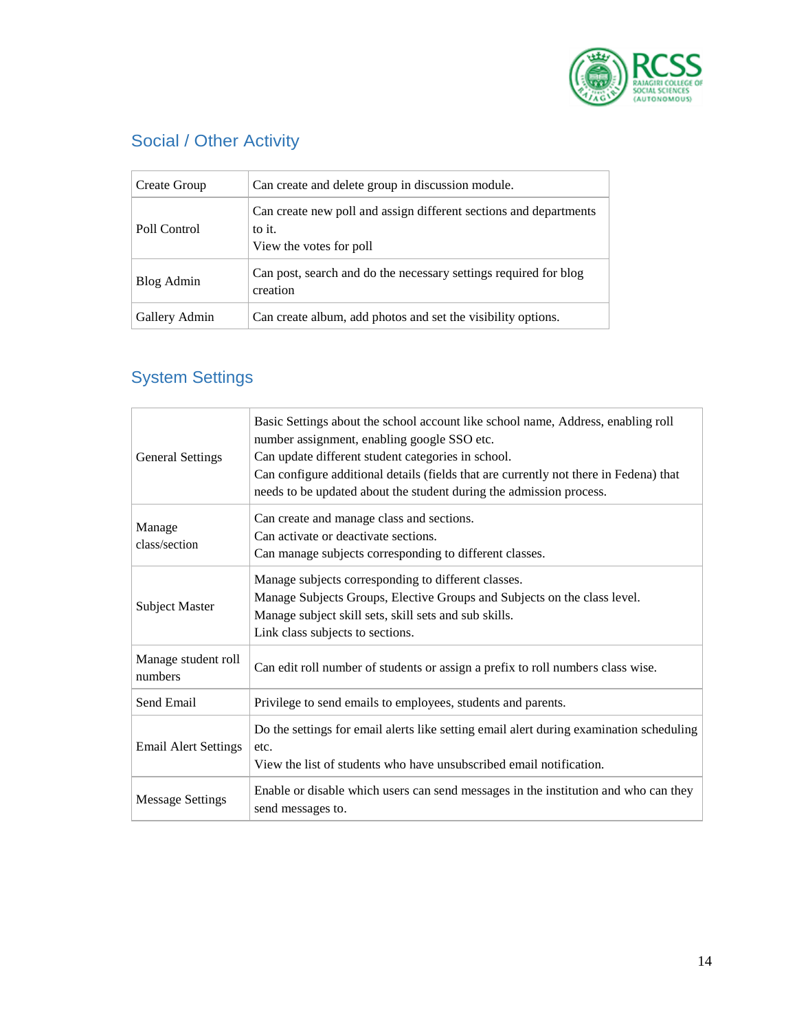## Social / Other Activity

| | |
|---|---|
| Create Group | Can create and delete group in discussion module. |
| Poll Control | Can create new poll and assign different sections and departments to it.<br>View the votes for poll |
| Blog Admin | Can post, search and do the necessary settings required for blog creation |
| Gallery Admin | Can create album, add photos and set the visibility options. |

## System Settings

| | |
|---|---|
| General Settings | Basic Settings about the school account like school name, Address, enabling roll number assignment, enabling google SSO etc.<br>Can update different student categories in school.<br>Can configure additional details (fields that are currently not there in Fedena) that needs to be updated about the student during the admission process. |
| Manage class/section | Can create and manage class and sections.<br>Can activate or deactivate sections.<br>Can manage subjects corresponding to different classes. |
| Subject Master | Manage subjects corresponding to different classes.<br>Manage Subjects Groups, Elective Groups and Subjects on the class level.<br>Manage subject skill sets, skill sets and sub skills.<br>Link class subjects to sections. |
| Manage student roll numbers | Can edit roll number of students or assign a prefix to roll numbers class wise. |
| Send Email | Privilege to send emails to employees, students and parents. |
| Email Alert Settings | Do the settings for email alerts like setting email alert during examination scheduling etc.<br>View the list of students who have unsubscribed email notification. |
| Message Settings | Enable or disable which users can send messages in the institution and who can they send messages to. |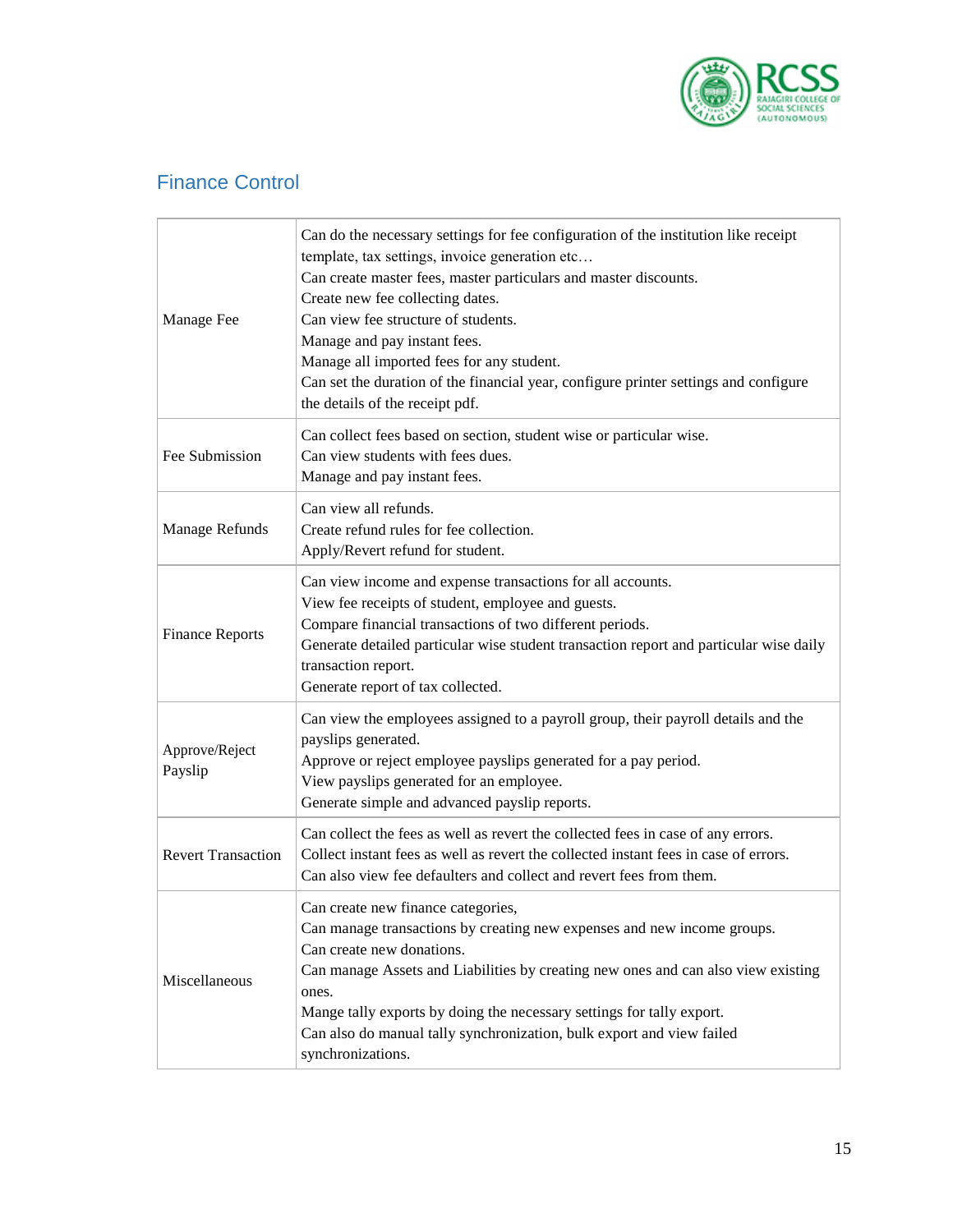## Finance Control

| | |
|---|---|
| Manage Fee | Can do the necessary settings for fee configuration of the institution like receipt template, tax settings, invoice generation etc…<br>Can create master fees, master particulars and master discounts.<br>Create new fee collecting dates.<br>Can view fee structure of students.<br>Manage and pay instant fees.<br>Manage all imported fees for any student.<br>Can set the duration of the financial year, configure printer settings and configure the details of the receipt pdf. |
| Fee Submission | Can collect fees based on section, student wise or particular wise.<br>Can view students with fees dues.<br>Manage and pay instant fees. |
| Manage Refunds | Can view all refunds.<br>Create refund rules for fee collection.<br>Apply/Revert refund for student. |
| Finance Reports | Can view income and expense transactions for all accounts.<br>View fee receipts of student, employee and guests.<br>Compare financial transactions of two different periods.<br>Generate detailed particular wise student transaction report and particular wise daily transaction report.<br>Generate report of tax collected. |
| Approve/Reject Payslip | Can view the employees assigned to a payroll group, their payroll details and the payslips generated.<br>Approve or reject employee payslips generated for a pay period.<br>View payslips generated for an employee.<br>Generate simple and advanced payslip reports. |
| Revert Transaction | Can collect the fees as well as revert the collected fees in case of any errors.<br>Collect instant fees as well as revert the collected instant fees in case of errors.<br>Can also view fee defaulters and collect and revert fees from them. |
| Miscellaneous | Can create new finance categories,<br>Can manage transactions by creating new expenses and new income groups.<br>Can create new donations.<br>Can manage Assets and Liabilities by creating new ones and can also view existing ones.<br>Mange tally exports by doing the necessary settings for tally export.<br>Can also do manual tally synchronization, bulk export and view failed synchronizations. |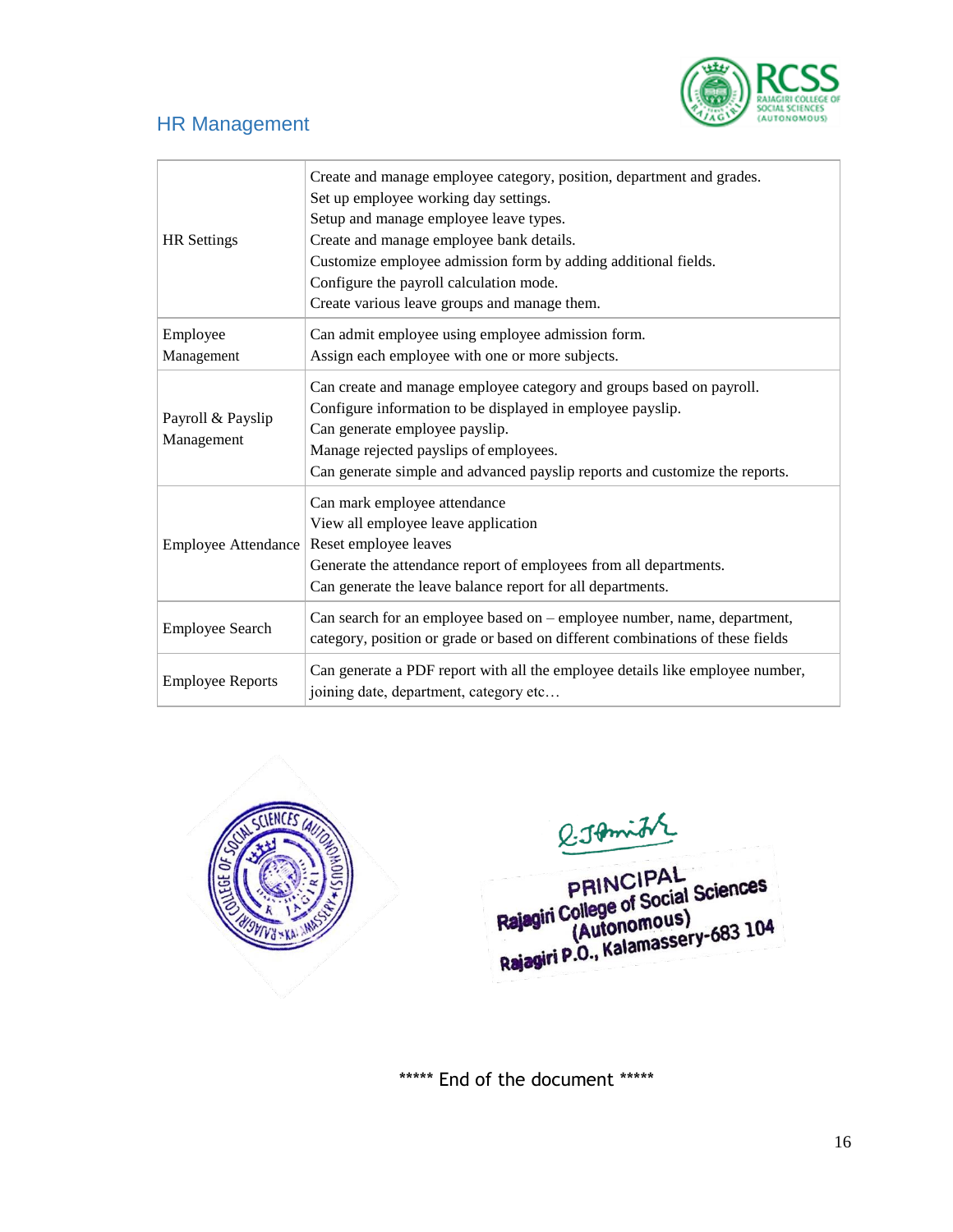## HR Management

| | |
|---|---|
| HR Settings | Create and manage employee category, position, department and grades.<br>Set up employee working day settings.<br>Setup and manage employee leave types.<br>Create and manage employee bank details.<br>Customize employee admission form by adding additional fields.<br>Configure the payroll calculation mode.<br>Create various leave groups and manage them. |
| Employee Management | Can admit employee using employee admission form.<br>Assign each employee with one or more subjects. |
| Payroll & Payslip Management | Can create and manage employee category and groups based on payroll.<br>Configure information to be displayed in employee payslip.<br>Can generate employee payslip.<br>Manage rejected payslips of employees.<br>Can generate simple and advanced payslip reports and customize the reports. |
| Employee Attendance | Can mark employee attendance<br>View all employee leave application<br>Reset employee leaves<br>Generate the attendance report of employees from all departments.<br>Can generate the leave balance report for all departments. |
| Employee Search | Can search for an employee based on – employee number, name, department, category, position or grade or based on different combinations of these fields |
| Employee Reports | Can generate a PDF report with all the employee details like employee number, joining date, department, category etc… |

PRINCIPAL
Rajagiri College of Social Sciences
(Autonomous)
Rajagiri P.O., Kalamassery-683 104

***** End of the document *****